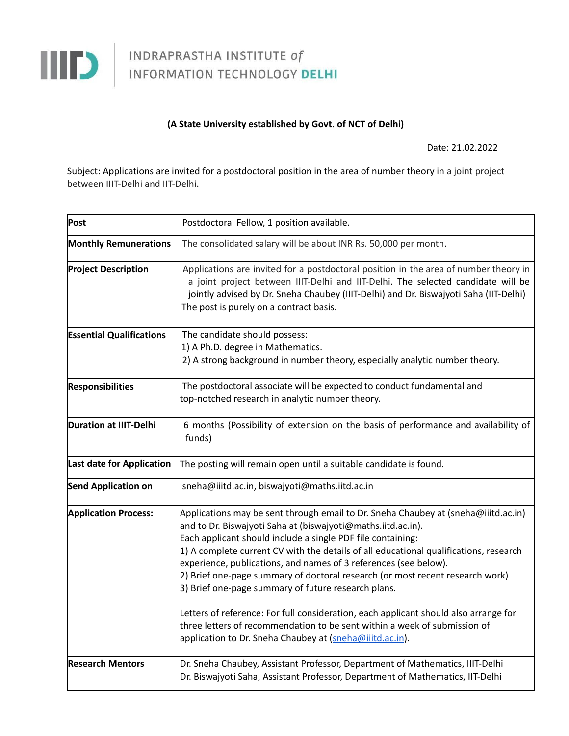INDRAPRASTHA INSTITUTE *of* INFORMATION TECHNOLOGY **DELHI**

**(A State University established by Govt. of NCT of Delhi)**

Date: 21.02.2022

Subject: Applications are invited for a postdoctoral position in the area of number theory in a joint project between IIIT-Delhi and IIT-Delhi.

| **Post** | Postdoctoral Fellow, 1 position available. |
|---|---|
| **Monthly Remunerations** | The consolidated salary will be about INR Rs. 50,000 per month. |
| **Project Description** | Applications are invited for a postdoctoral position in the area of number theory in a joint project between IIIT-Delhi and IIT-Delhi. The selected candidate will be jointly advised by Dr. Sneha Chaubey (IIIT-Delhi) and Dr. Biswajyoti Saha (IIT-Delhi) The post is purely on a contract basis. |
| **Essential Qualifications** | The candidate should possess:<br>1) A Ph.D. degree in Mathematics.<br>2) A strong background in number theory, especially analytic number theory. |
| **Responsibilities** | The postdoctoral associate will be expected to conduct fundamental and top-notched research in analytic number theory. |
| **Duration at IIIT-Delhi** | 6 months (Possibility of extension on the basis of performance and availability of funds) |
| **Last date for Application** | The posting will remain open until a suitable candidate is found. |
| **Send Application on** | sneha@iiitd.ac.in, biswajyoti@maths.iitd.ac.in |
| **Application Process:** | Applications may be sent through email to Dr. Sneha Chaubey at (sneha@iiitd.ac.in) and to Dr. Biswajyoti Saha at (biswajyoti@maths.iitd.ac.in).<br>Each applicant should include a single PDF file containing:<br>1) A complete current CV with the details of all educational qualifications, research experience, publications, and names of 3 references (see below).<br>2) Brief one-page summary of doctoral research (or most recent research work)<br>3) Brief one-page summary of future research plans.<br><br>Letters of reference: For full consideration, each applicant should also arrange for three letters of recommendation to be sent within a week of submission of application to Dr. Sneha Chaubey at (sneha@iiitd.ac.in). |
| **Research Mentors** | Dr. Sneha Chaubey, Assistant Professor, Department of Mathematics, IIIT-Delhi<br>Dr. Biswajyoti Saha, Assistant Professor, Department of Mathematics, IIT-Delhi |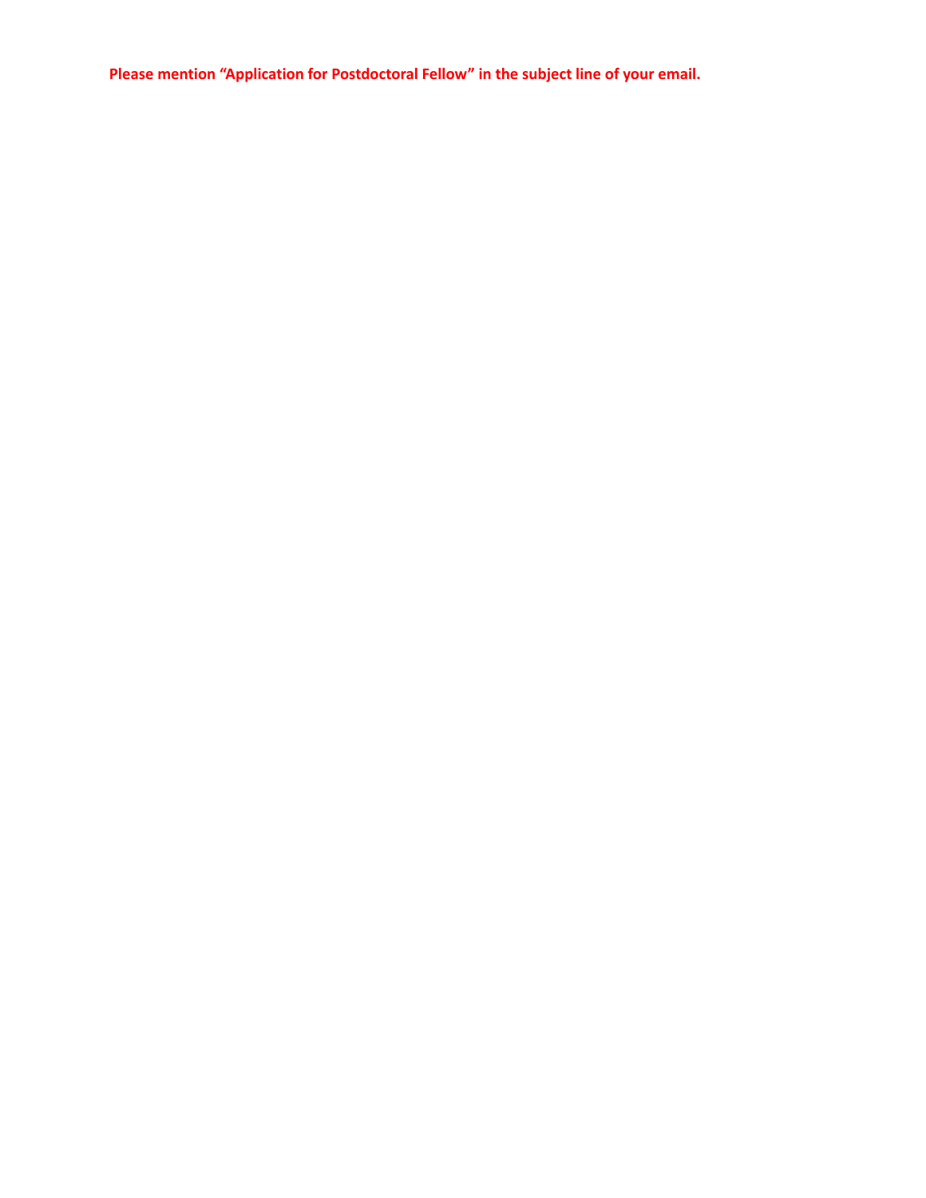**Please mention "Application for Postdoctoral Fellow" in the subject line of your email.**